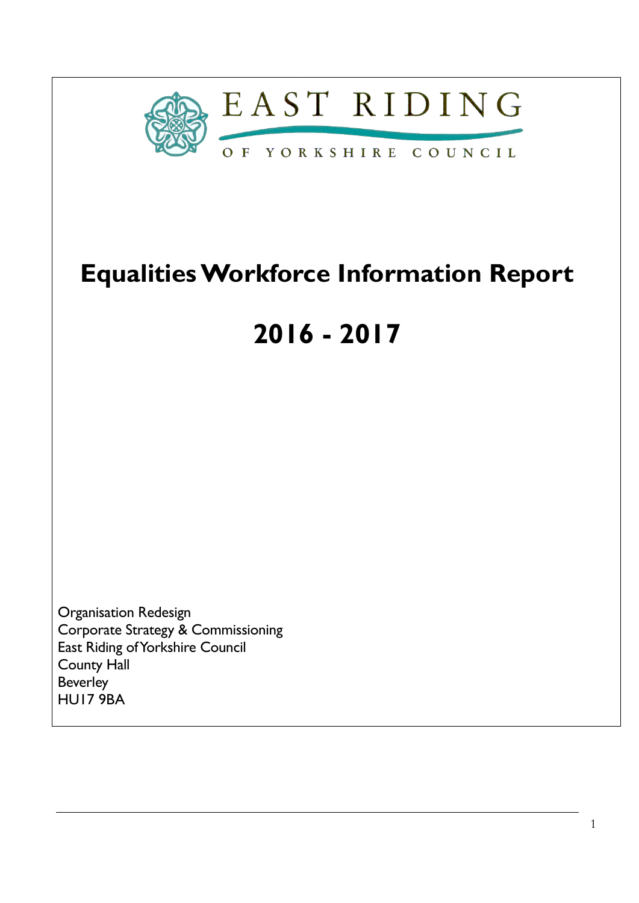EAST RIDING

OF YORKSHIRE COUNCIL

# Equalities Workforce Information Report

# 2016 - 2017

Organisation Redesign
Corporate Strategy & Commissioning
East Riding of Yorkshire Council
County Hall
Beverley
HU17 9BA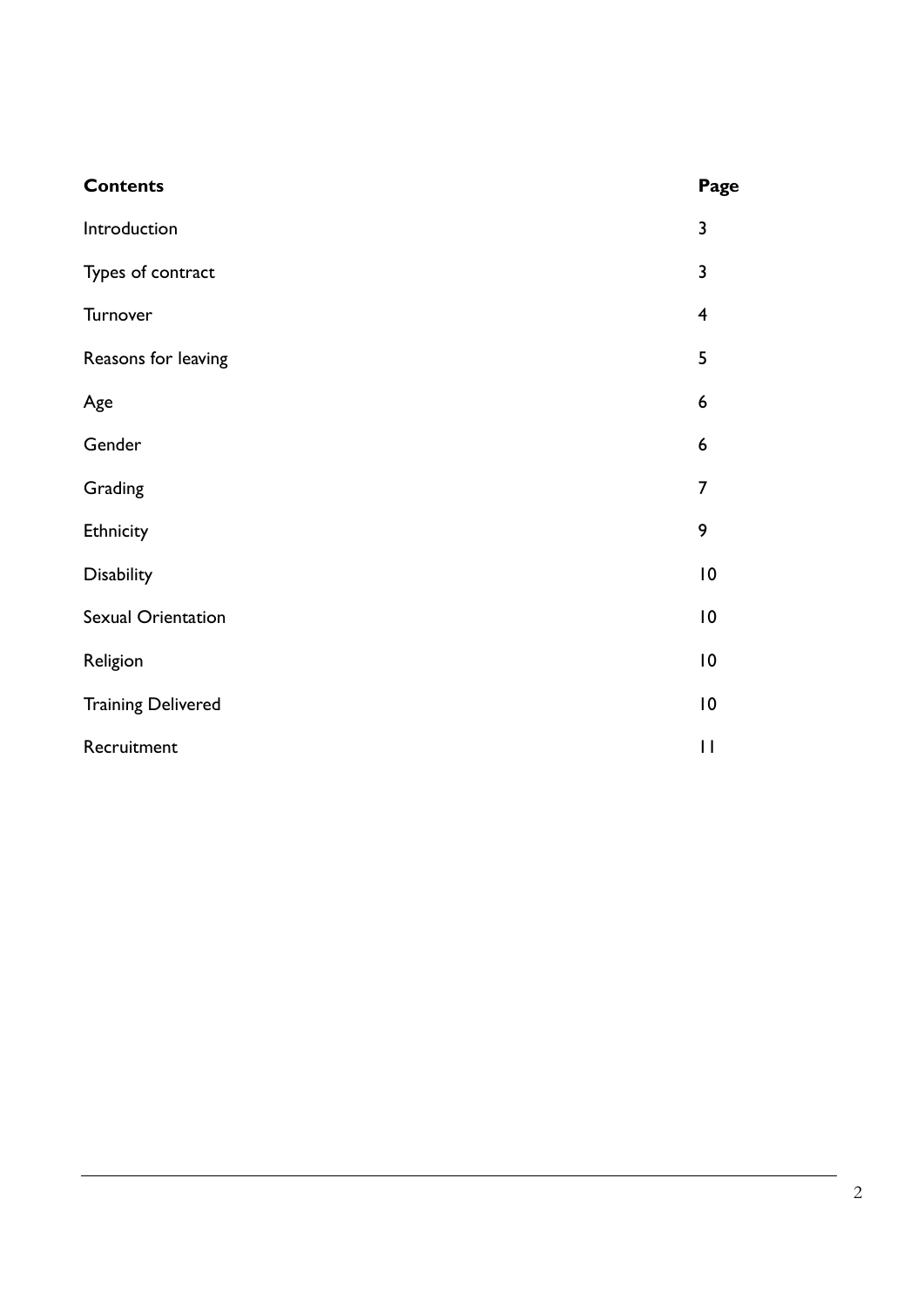| Contents | Page |
| --- | --- |
| Introduction | 3 |
| Types of contract | 3 |
| Turnover | 4 |
| Reasons for leaving | 5 |
| Age | 6 |
| Gender | 6 |
| Grading | 7 |
| Ethnicity | 9 |
| Disability | 10 |
| Sexual Orientation | 10 |
| Religion | 10 |
| Training Delivered | 10 |
| Recruitment | 11 |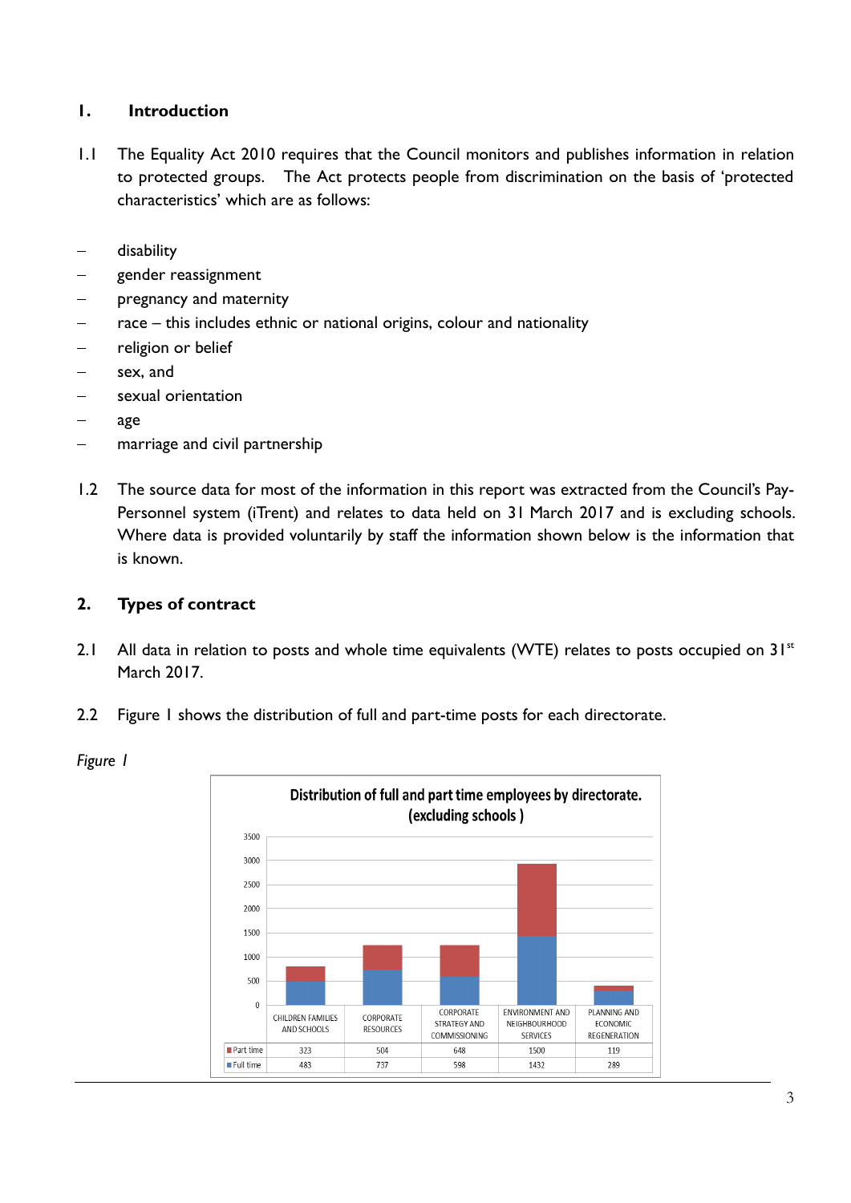## 1. Introduction

1.1 The Equality Act 2010 requires that the Council monitors and publishes information in relation to protected groups. The Act protects people from discrimination on the basis of 'protected characteristics' which are as follows:

- disability
- gender reassignment
- pregnancy and maternity
- race – this includes ethnic or national origins, colour and nationality
- religion or belief
- sex, and
- sexual orientation
- age
- marriage and civil partnership

1.2 The source data for most of the information in this report was extracted from the Council's Pay-Personnel system (iTrent) and relates to data held on 31 March 2017 and is excluding schools. Where data is provided voluntarily by staff the information shown below is the information that is known.

## 2. Types of contract

2.1 All data in relation to posts and whole time equivalents (WTE) relates to posts occupied on 31st March 2017.

2.2 Figure 1 shows the distribution of full and part-time posts for each directorate.

*Figure 1*

**Distribution of full and part time employees by directorate. (excluding schools )**

| | CHILDREN FAMILIES AND SCHOOLS | CORPORATE RESOURCES | CORPORATE STRATEGY AND COMMISSIONING | ENVIRONMENT AND NEIGHBOURHOOD SERVICES | PLANNING AND ECONOMIC REGENERATION |
|---|---|---|---|---|---|
| Part time | 323 | 504 | 648 | 1500 | 119 |
| Full time | 483 | 737 | 598 | 1432 | 289 |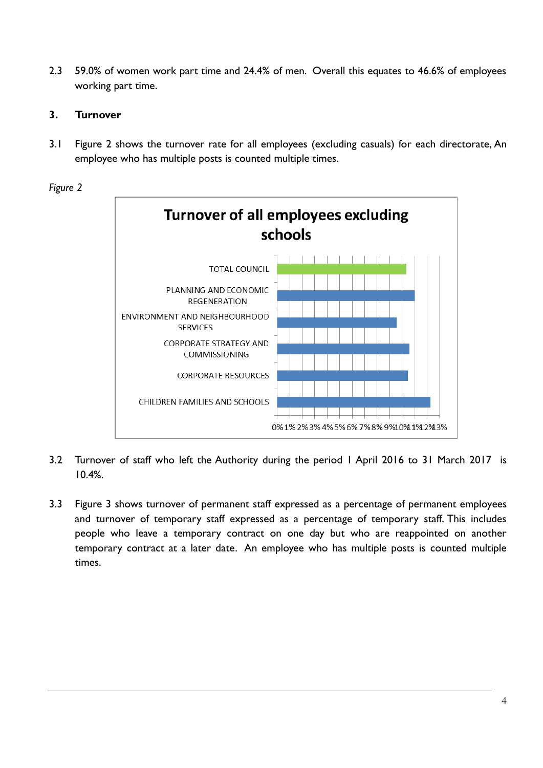2.3 59.0% of women work part time and 24.4% of men. Overall this equates to 46.6% of employees working part time.

## 3. Turnover

3.1 Figure 2 shows the turnover rate for all employees (excluding casuals) for each directorate, An employee who has multiple posts is counted multiple times.

*Figure 2*

**Turnover of all employees excluding schools**

- TOTAL COUNCIL
- PLANNING AND ECONOMIC REGENERATION
- ENVIRONMENT AND NEIGHBOURHOOD SERVICES
- CORPORATE STRATEGY AND COMMISSIONING
- CORPORATE RESOURCES
- CHILDREN FAMILIES AND SCHOOLS

0% 1% 2% 3% 4% 5% 6% 7% 8% 9% 10% 11% 12% 13%

3.2 Turnover of staff who left the Authority during the period 1 April 2016 to 31 March 2017 is 10.4%.

3.3 Figure 3 shows turnover of permanent staff expressed as a percentage of permanent employees and turnover of temporary staff expressed as a percentage of temporary staff. This includes people who leave a temporary contract on one day but who are reappointed on another temporary contract at a later date. An employee who has multiple posts is counted multiple times.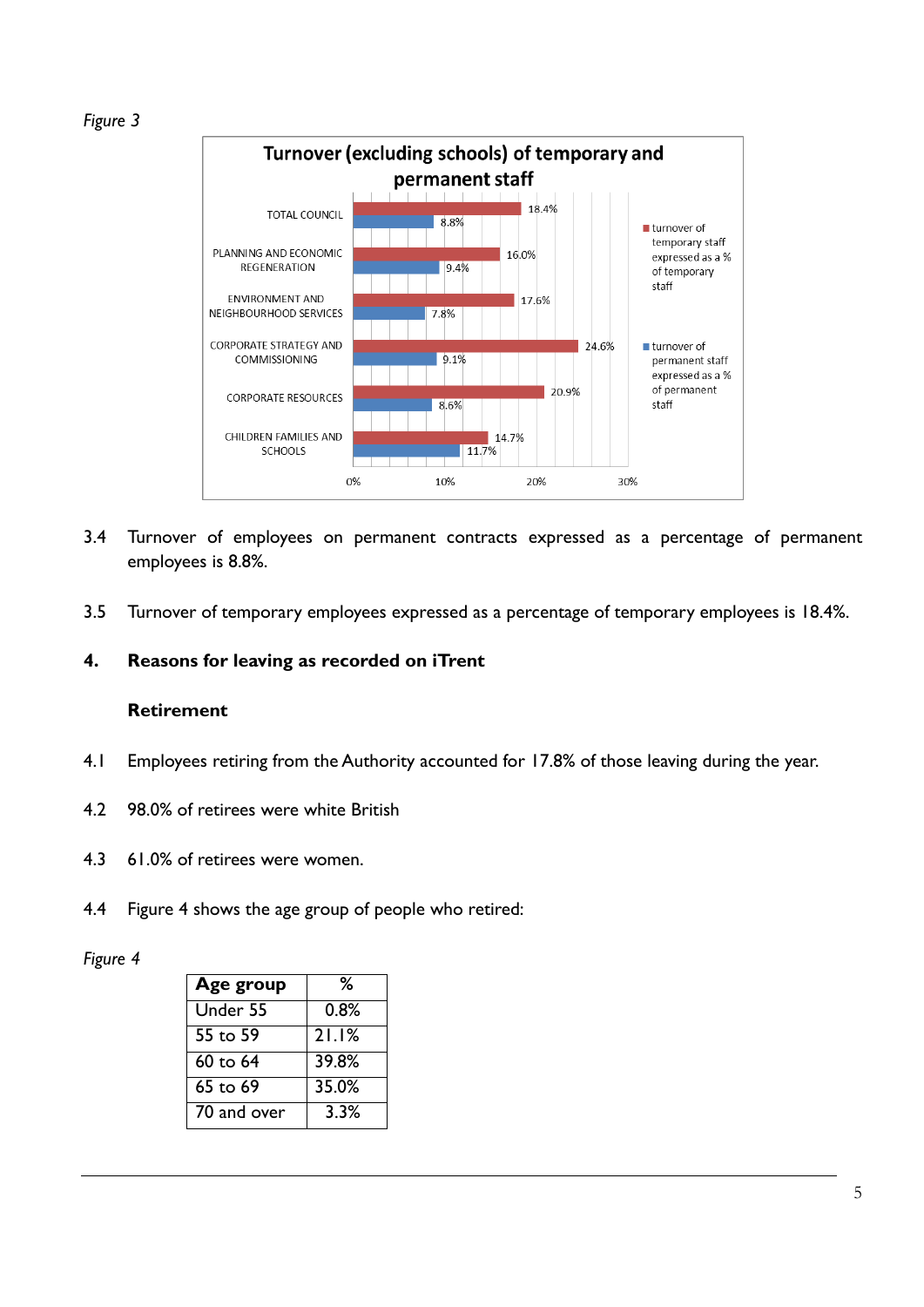*Figure 3*

**Turnover (excluding schools) of temporary and permanent staff**

| | turnover of temporary staff expressed as a % of temporary staff | turnover of permanent staff expressed as a % of permanent staff |
|---|---|---|
| TOTAL COUNCIL | 18.4% | 8.8% |
| PLANNING AND ECONOMIC REGENERATION | 16.0% | 9.4% |
| ENVIRONMENT AND NEIGHBOURHOOD SERVICES | 17.6% | 7.8% |
| CORPORATE STRATEGY AND COMMISSIONING | 24.6% | 9.1% |
| CORPORATE RESOURCES | 20.9% | 8.6% |
| CHILDREN FAMILIES AND SCHOOLS | 14.7% | 11.7% |

3.4 Turnover of employees on permanent contracts expressed as a percentage of permanent employees is 8.8%.

3.5 Turnover of temporary employees expressed as a percentage of temporary employees is 18.4%.

## 4. Reasons for leaving as recorded on iTrent

### Retirement

4.1 Employees retiring from the Authority accounted for 17.8% of those leaving during the year.

4.2 98.0% of retirees were white British

4.3 61.0% of retirees were women.

4.4 Figure 4 shows the age group of people who retired:

*Figure 4*

| Age group | % |
|---|---|
| Under 55 | 0.8% |
| 55 to 59 | 21.1% |
| 60 to 64 | 39.8% |
| 65 to 69 | 35.0% |
| 70 and over | 3.3% |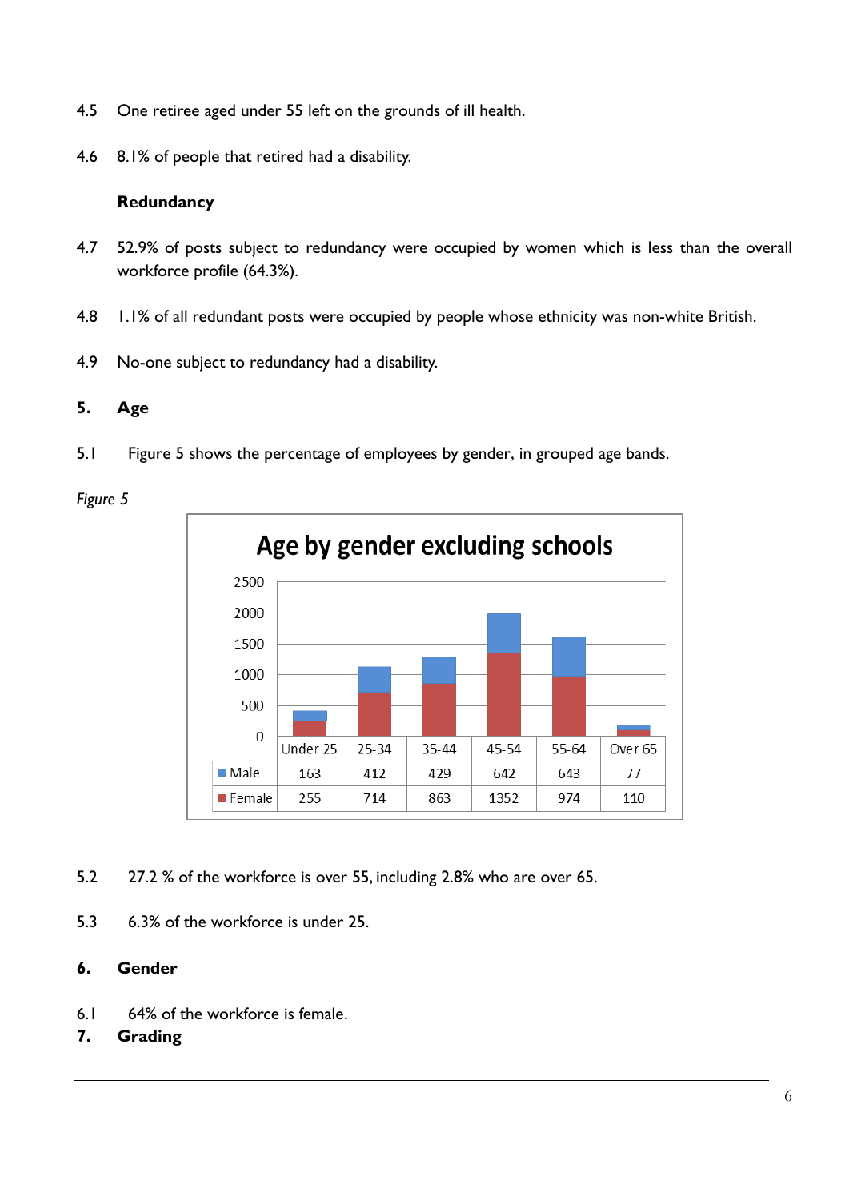4.5 One retiree aged under 55 left on the grounds of ill health.

4.6 8.1% of people that retired had a disability.

**Redundancy**

4.7 52.9% of posts subject to redundancy were occupied by women which is less than the overall workforce profile (64.3%).

4.8 1.1% of all redundant posts were occupied by people whose ethnicity was non-white British.

4.9 No-one subject to redundancy had a disability.

## 5. Age

5.1 Figure 5 shows the percentage of employees by gender, in grouped age bands.

*Figure 5*

**Age by gender excluding schools**

| | Under 25 | 25-34 | 35-44 | 45-54 | 55-64 | Over 65 |
|---|---|---|---|---|---|---|
| Male | 163 | 412 | 429 | 642 | 643 | 77 |
| Female | 255 | 714 | 863 | 1352 | 974 | 110 |

5.2 27.2 % of the workforce is over 55, including 2.8% who are over 65.

5.3 6.3% of the workforce is under 25.

## 6. Gender

6.1 64% of the workforce is female.

## 7. Grading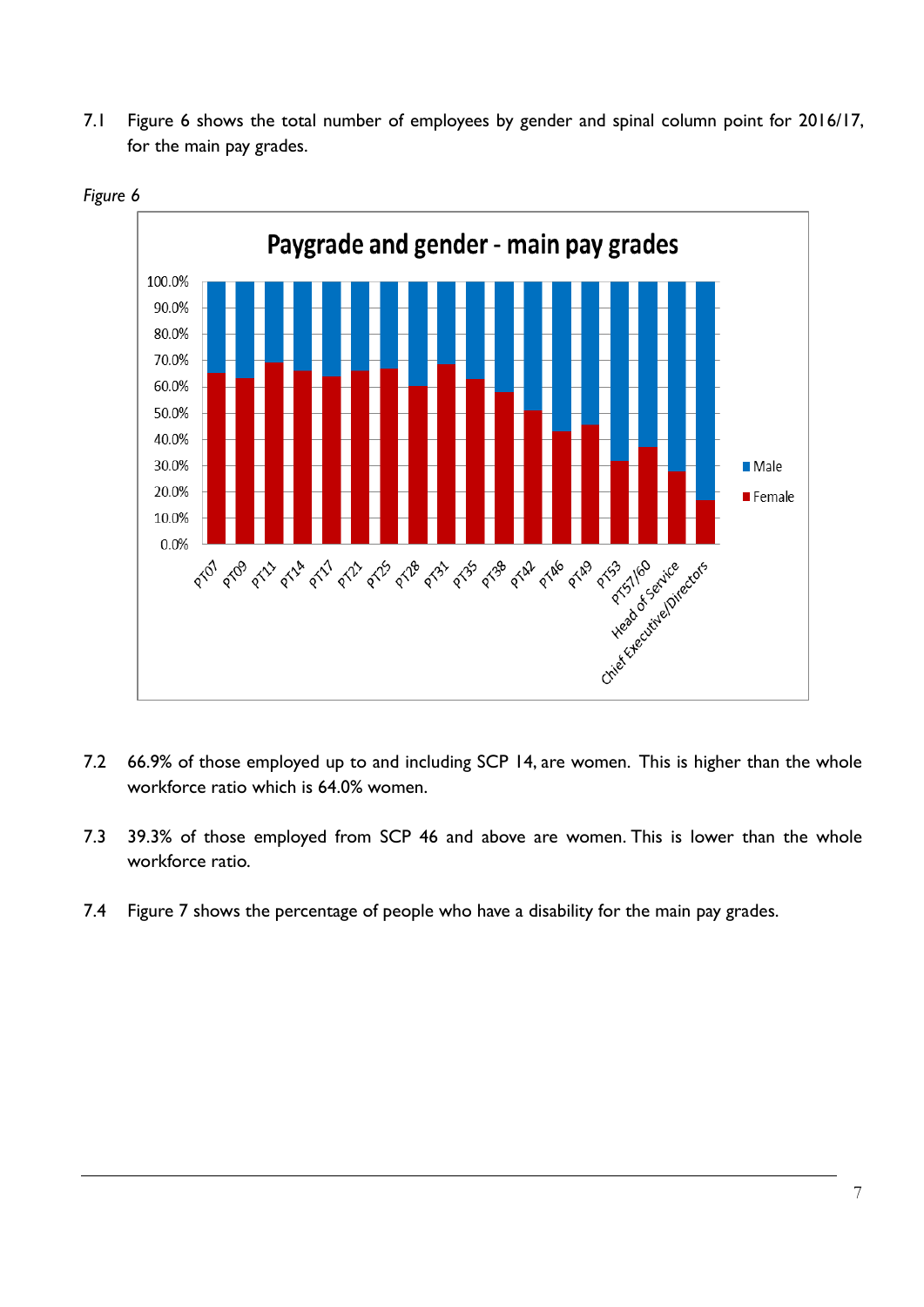7.1 Figure 6 shows the total number of employees by gender and spinal column point for 2016/17, for the main pay grades.

*Figure 6*

7.2 66.9% of those employed up to and including SCP 14, are women. This is higher than the whole workforce ratio which is 64.0% women.

7.3 39.3% of those employed from SCP 46 and above are women. This is lower than the whole workforce ratio.

7.4 Figure 7 shows the percentage of people who have a disability for the main pay grades.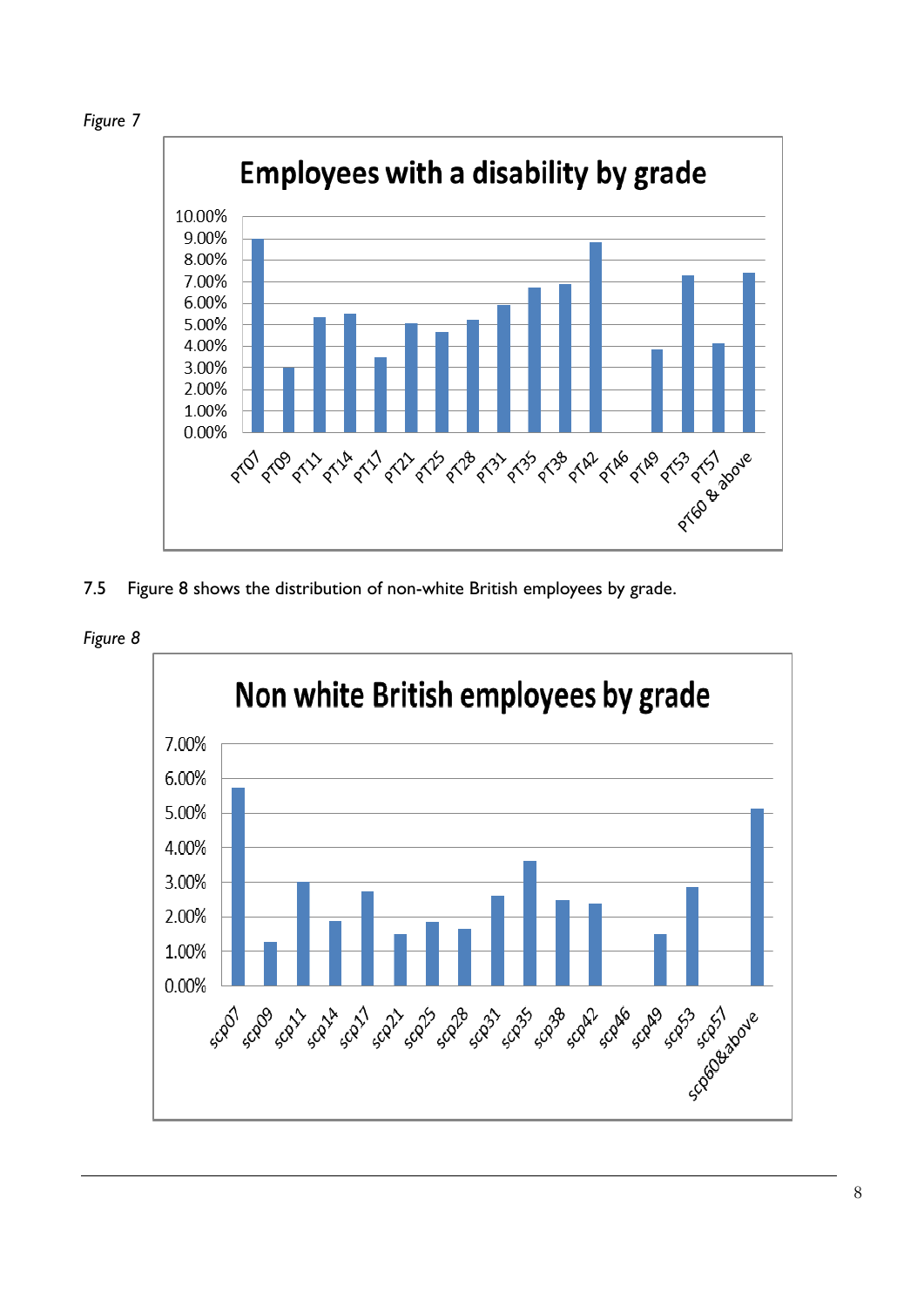*Figure 7*

7.5 Figure 8 shows the distribution of non-white British employees by grade.

*Figure 8*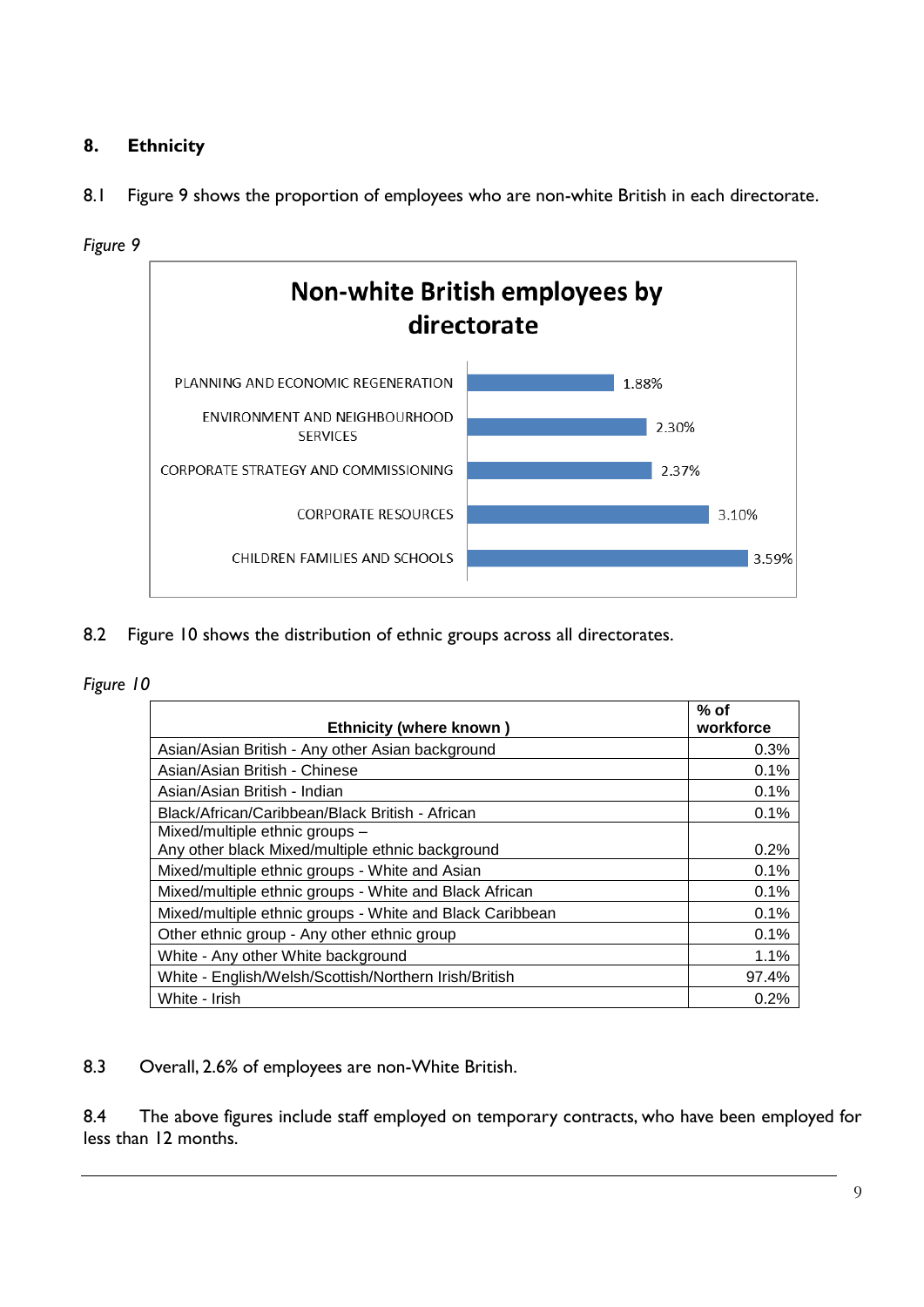## 8. Ethnicity

8.1 Figure 9 shows the proportion of employees who are non-white British in each directorate.

*Figure 9*

**Non-white British employees by directorate**

| Directorate | % |
|---|---|
| PLANNING AND ECONOMIC REGENERATION | 1.88% |
| ENVIRONMENT AND NEIGHBOURHOOD SERVICES | 2.30% |
| CORPORATE STRATEGY AND COMMISSIONING | 2.37% |
| CORPORATE RESOURCES | 3.10% |
| CHILDREN FAMILIES AND SCHOOLS | 3.59% |

8.2 Figure 10 shows the distribution of ethnic groups across all directorates.

*Figure 10*

| Ethnicity (where known ) | % of workforce |
|---|---|
| Asian/Asian British - Any other Asian background | 0.3% |
| Asian/Asian British - Chinese | 0.1% |
| Asian/Asian British - Indian | 0.1% |
| Black/African/Caribbean/Black British - African | 0.1% |
| Mixed/multiple ethnic groups – Any other black Mixed/multiple ethnic background | 0.2% |
| Mixed/multiple ethnic groups - White and Asian | 0.1% |
| Mixed/multiple ethnic groups - White and Black African | 0.1% |
| Mixed/multiple ethnic groups - White and Black Caribbean | 0.1% |
| Other ethnic group - Any other ethnic group | 0.1% |
| White - Any other White background | 1.1% |
| White - English/Welsh/Scottish/Northern Irish/British | 97.4% |
| White - Irish | 0.2% |

8.3 Overall, 2.6% of employees are non-White British.

8.4 The above figures include staff employed on temporary contracts, who have been employed for less than 12 months.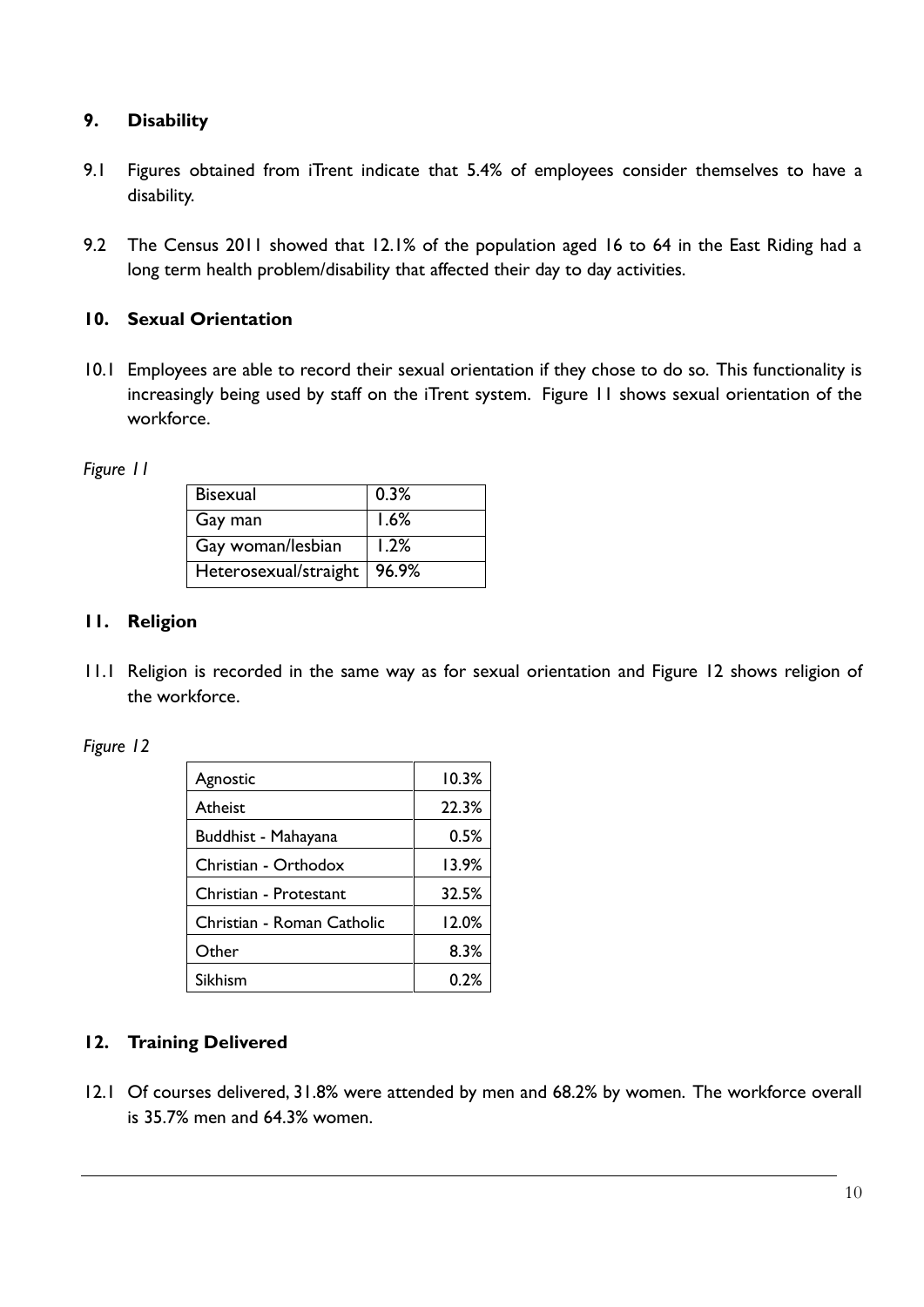## 9. Disability

9.1 Figures obtained from iTrent indicate that 5.4% of employees consider themselves to have a disability.

9.2 The Census 2011 showed that 12.1% of the population aged 16 to 64 in the East Riding had a long term health problem/disability that affected their day to day activities.

## 10. Sexual Orientation

10.1 Employees are able to record their sexual orientation if they chose to do so. This functionality is increasingly being used by staff on the iTrent system. Figure 11 shows sexual orientation of the workforce.

*Figure 11*

| Bisexual | 0.3% |
|---|---|
| Gay man | 1.6% |
| Gay woman/lesbian | 1.2% |
| Heterosexual/straight | 96.9% |

## 11. Religion

11.1 Religion is recorded in the same way as for sexual orientation and Figure 12 shows religion of the workforce.

*Figure 12*

| Agnostic | 10.3% |
|---|---|
| Atheist | 22.3% |
| Buddhist - Mahayana | 0.5% |
| Christian - Orthodox | 13.9% |
| Christian - Protestant | 32.5% |
| Christian - Roman Catholic | 12.0% |
| Other | 8.3% |
| Sikhism | 0.2% |

## 12. Training Delivered

12.1 Of courses delivered, 31.8% were attended by men and 68.2% by women. The workforce overall is 35.7% men and 64.3% women.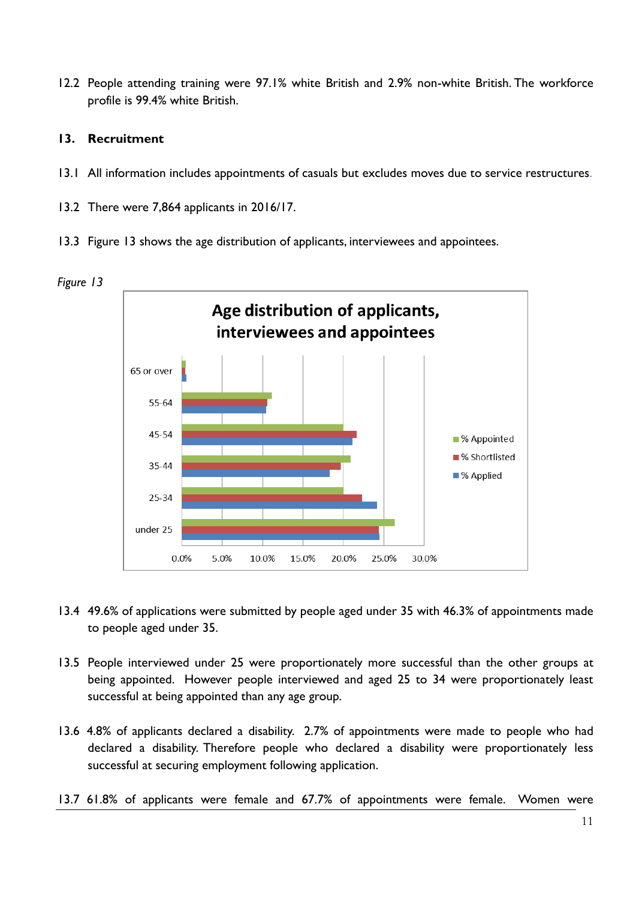12.2 People attending training were 97.1% white British and 2.9% non-white British. The workforce profile is 99.4% white British.

## 13. Recruitment

13.1 All information includes appointments of casuals but excludes moves due to service restructures.

13.2 There were 7,864 applicants in 2016/17.

13.3 Figure 13 shows the age distribution of applicants, interviewees and appointees.

*Figure 13*

13.4 49.6% of applications were submitted by people aged under 35 with 46.3% of appointments made to people aged under 35.

13.5 People interviewed under 25 were proportionately more successful than the other groups at being appointed. However people interviewed and aged 25 to 34 were proportionately least successful at being appointed than any age group.

13.6 4.8% of applicants declared a disability. 2.7% of appointments were made to people who had declared a disability. Therefore people who declared a disability were proportionately less successful at securing employment following application.

13.7 61.8% of applicants were female and 67.7% of appointments were female. Women were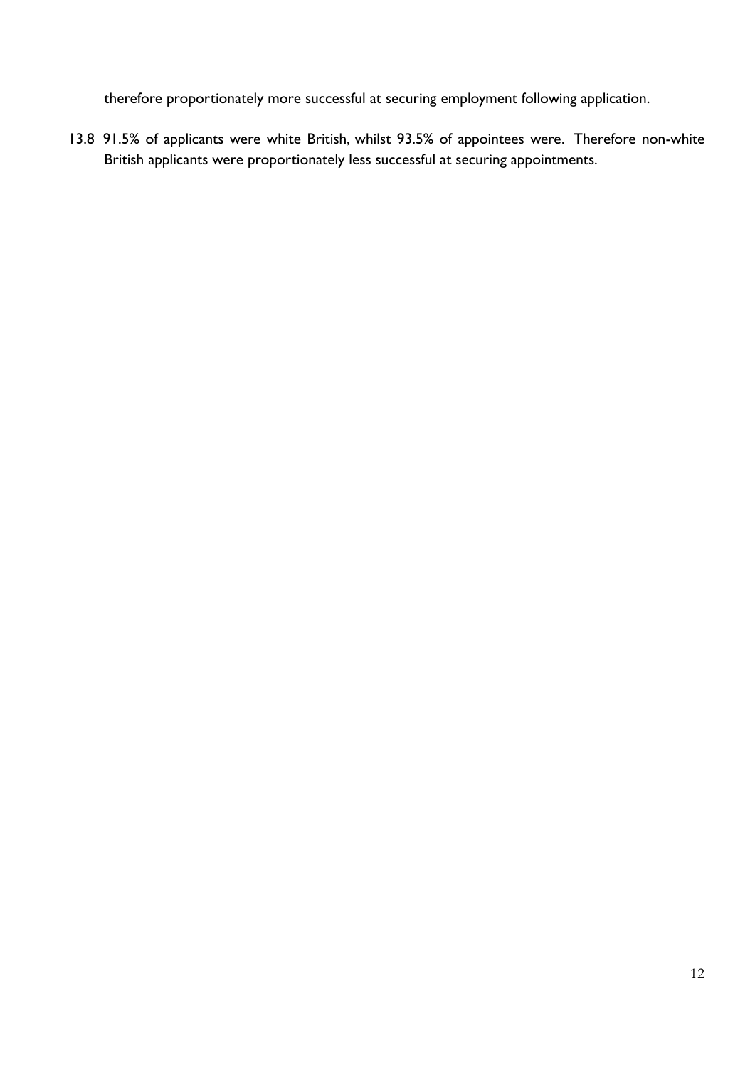therefore proportionately more successful at securing employment following application.

13.8 91.5% of applicants were white British, whilst 93.5% of appointees were. Therefore non-white British applicants were proportionately less successful at securing appointments.